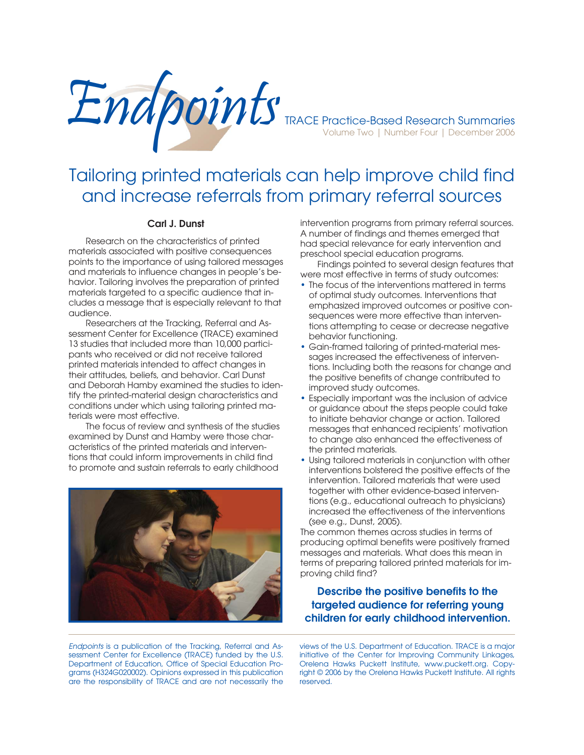# Endpoints

TRACE Practice-Based Research Summaries

Volume Two | Number Four | December 2006

## Tailoring printed materials can help improve child find and increase referrals from primary referral sources

**Carl J. Dunst**

Research on the characteristics of printed materials associated with positive consequences points to the importance of using tailored messages and materials to influence changes in people's behavior. Tailoring involves the preparation of printed materials targeted to a specific audience that includes a message that is especially relevant to that audience.

Researchers at the Tracking, Referral and Assessment Center for Excellence (TRACE) examined 13 studies that included more than 10,000 participants who received or did not receive tailored printed materials intended to affect changes in their attitudes, beliefs, and behavior. Carl Dunst and Deborah Hamby examined the studies to identify the printed-material design characteristics and conditions under which using tailoring printed materials were most effective.

The focus of review and synthesis of the studies examined by Dunst and Hamby were those characteristics of the printed materials and interventions that could inform improvements in child find to promote and sustain referrals to early childhood intervention programs from primary referral sources. A number of findings and themes emerged that had special relevance for early intervention and preschool special education programs.

Findings pointed to several design features that were most effective in terms of study outcomes:

- The focus of the interventions mattered in terms of optimal study outcomes. Interventions that emphasized improved outcomes or positive consequences were more effective than interventions attempting to cease or decrease negative behavior functioning.
- Gain-framed tailoring of printed-material messages increased the effectiveness of interventions. Including both the reasons for change and the positive benefits of change contributed to improved study outcomes.
- Especially important was the inclusion of advice or guidance about the steps people could take to initiate behavior change or action. Tailored messages that enhanced recipients' motivation to change also enhanced the effectiveness of the printed materials.
- Using tailored materials in conjunction with other interventions bolstered the positive effects of the intervention. Tailored materials that were used together with other evidence-based interventions (e.g., educational outreach to physicians) increased the effectiveness of the interventions (see e.g., Dunst, 2005).

The common themes across studies in terms of producing optimal benefits were positively framed messages and materials. What does this mean in terms of preparing tailored printed materials for improving child find?

**Describe the positive benefits to the targeted audience for referring young children for early childhood intervention.**

*Endpoints* is a publication of the Tracking, Referral and Assessment Center for Excellence (TRACE) funded by the U.S. Department of Education, Office of Special Education Programs (H324G020002). Opinions expressed in this publication are the responsibility of TRACE and are not necessarily the views of the U.S. Department of Education. TRACE is a major initiative of the Center for Improving Community Linkages, Orelena Hawks Puckett Institute, www.puckett.org. Copyright © 2006 by the Orelena Hawks Puckett Institute. All rights reserved.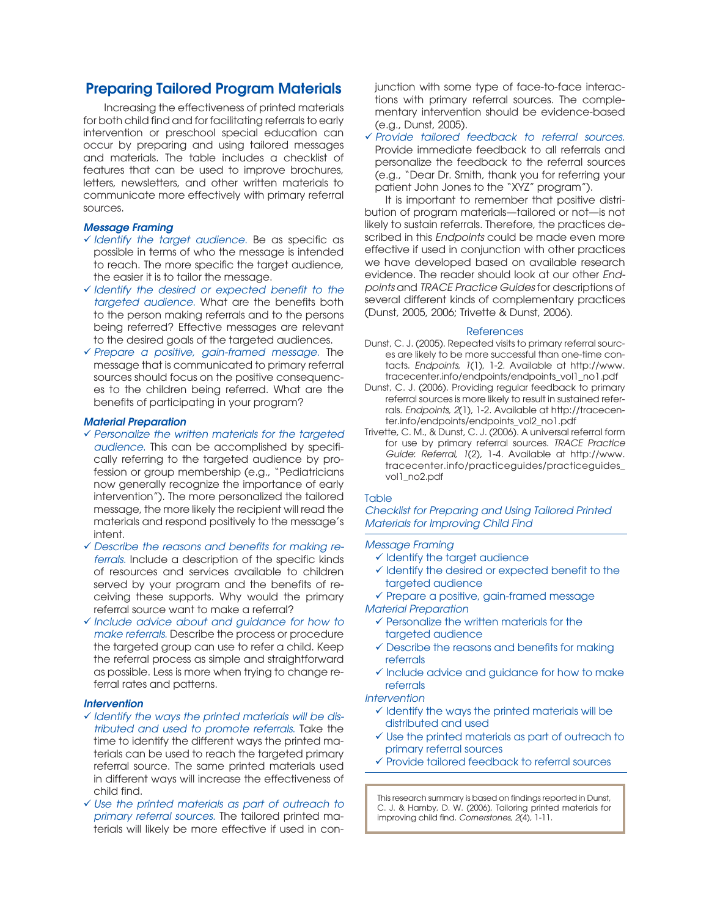## Preparing Tailored Program Materials

Increasing the effectiveness of printed materials for both child find and for facilitating referrals to early intervention or preschool special education can occur by preparing and using tailored messages and materials. The table includes a checklist of features that can be used to improve brochures, letters, newsletters, and other written materials to communicate more effectively with primary referral sources.

### *Message Framing*

- ✓ *Identify the target audience.* Be as specific as possible in terms of who the message is intended to reach. The more specific the target audience, the easier it is to tailor the message.
- ✓ *Identify the desired or expected benefit to the targeted audience.* What are the benefits both to the person making referrals and to the persons being referred? Effective messages are relevant to the desired goals of the targeted audiences.
- ✓ *Prepare a positive, gain-framed message.* The message that is communicated to primary referral sources should focus on the positive consequences to the children being referred. What are the benefits of participating in your program?

### *Material Preparation*

- ✓ *Personalize the written materials for the targeted audience.* This can be accomplished by specifically referring to the targeted audience by profession or group membership (e.g., "Pediatricians now generally recognize the importance of early intervention"). The more personalized the tailored message, the more likely the recipient will read the materials and respond positively to the message's intent.
- ✓ *Describe the reasons and benefits for making referrals.* Include a description of the specific kinds of resources and services available to children served by your program and the benefits of receiving these supports. Why would the primary referral source want to make a referral?
- ✓ *Include advice about and guidance for how to make referrals.* Describe the process or procedure the targeted group can use to refer a child. Keep the referral process as simple and straightforward as possible. Less is more when trying to change referral rates and patterns.

### *Intervention*

- ✓ *Identify the ways the printed materials will be distributed and used to promote referrals.* Take the time to identify the different ways the printed materials can be used to reach the targeted primary referral source. The same printed materials used in different ways will increase the effectiveness of child find.
- ✓ *Use the printed materials as part of outreach to primary referral sources.* The tailored printed materials will likely be more effective if used in conjunction with some type of face-to-face interactions with primary referral sources. The complementary intervention should be evidence-based (e.g., Dunst, 2005).
- ✓ *Provide tailored feedback to referral sources.* Provide immediate feedback to all referrals and personalize the feedback to the referral sources (e.g., "Dear Dr. Smith, thank you for referring your patient John Jones to the "XYZ" program").

It is important to remember that positive distribution of program materials—tailored or not—is not likely to sustain referrals. Therefore, the practices described in this *Endpoints* could be made even more effective if used in conjunction with other practices we have developed based on available research evidence. The reader should look at our other *Endpoints* and *TRACE Practice Guides* for descriptions of several different kinds of complementary practices (Dunst, 2005, 2006; Trivette & Dunst, 2006).

### References

Dunst, C. J. (2005). Repeated visits to primary referral sources are likely to be more successful than one-time contacts. *Endpoints, 1*(1), 1-2. Available at http://www.tracecenter.info/endpoints/endpoints_vol1_no1.pdf

Dunst, C. J. (2006). Providing regular feedback to primary referral sources is more likely to result in sustained referrals. *Endpoints, 2*(1), 1-2. Available at http://tracecenter.info/endpoints/endpoints_vol2_no1.pdf

Trivette, C. M., & Dunst, C. J. (2006). A universal referral form for use by primary referral sources. *TRACE Practice Guide: Referral, 1*(2), 1-4. Available at http://www.tracecenter.info/practiceguides/practiceguides_vol1_no2.pdf

Table
*Checklist for Preparing and Using Tailored Printed Materials for Improving Child Find*

*Message Framing*
- ✓ Identify the target audience
- ✓ Identify the desired or expected benefit to the targeted audience
- ✓ Prepare a positive, gain-framed message

*Material Preparation*
- ✓ Personalize the written materials for the targeted audience
- ✓ Describe the reasons and benefits for making referrals
- ✓ Include advice and guidance for how to make referrals

*Intervention*
- ✓ Identify the ways the printed materials will be distributed and used
- ✓ Use the printed materials as part of outreach to primary referral sources
- ✓ Provide tailored feedback to referral sources

This research summary is based on findings reported in Dunst, C. J. & Hamby, D. W. (2006), Tailoring printed materials for improving child find. *Cornerstones, 2*(4), 1-11.